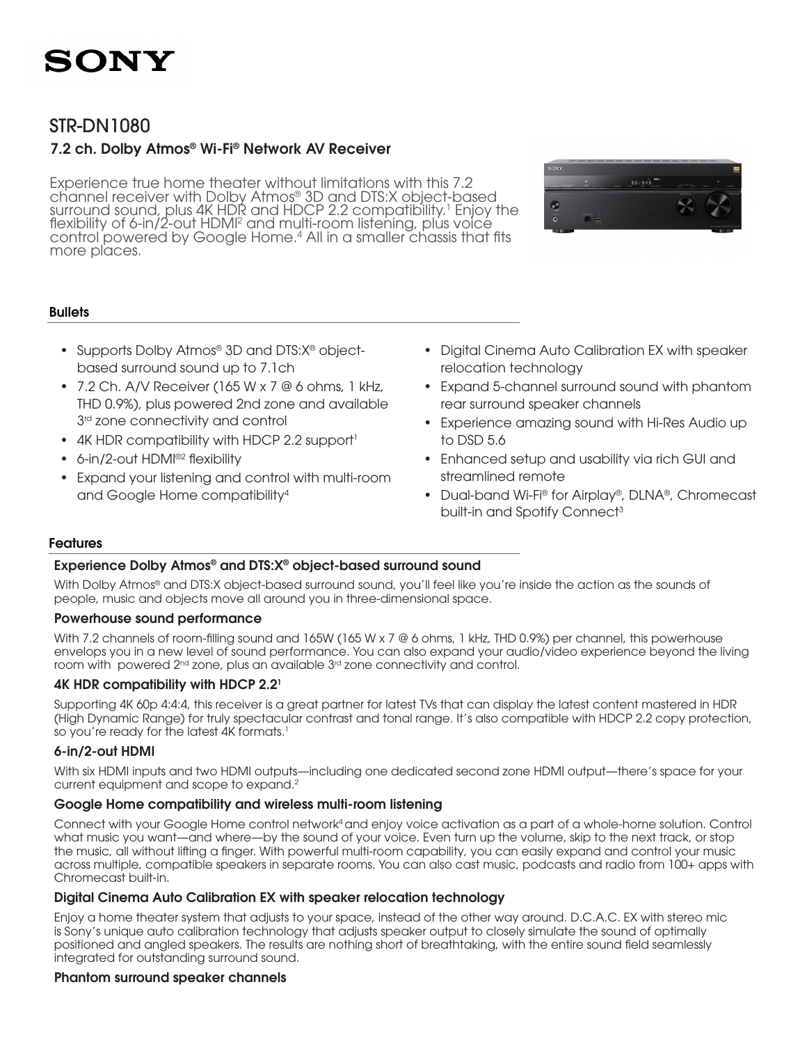# SONY

## STR-DN1080

### 7.2 ch. Dolby Atmos® Wi-Fi® Network AV Receiver

Experience true home theater without limitations with this 7.2 channel receiver with Dolby Atmos® 3D and DTS:X object-based surround sound, plus 4K HDR and HDCP 2.2 compatibility.[1] Enjoy the flexibility of 6-in/2-out HDMI[2] and multi-room listening, plus voice control powered by Google Home.[4] All in a smaller chassis that fits more places.

### Bullets

- Supports Dolby Atmos® 3D and DTS:X® object-based surround sound up to 7.1ch
- 7.2 Ch. A/V Receiver (165 W x 7 @ 6 ohms, 1 kHz, THD 0.9%), plus powered 2nd zone and available 3rd zone connectivity and control
- 4K HDR compatibility with HDCP 2.2 support[1]
- 6-in/2-out HDMI®[2] flexibility
- Expand your listening and control with multi-room and Google Home compatibility[4]
- Digital Cinema Auto Calibration EX with speaker relocation technology
- Expand 5-channel surround sound with phantom rear surround speaker channels
- Experience amazing sound with Hi-Res Audio up to DSD 5.6
- Enhanced setup and usability via rich GUI and streamlined remote
- Dual-band Wi-Fi® for Airplay®, DLNA®, Chromecast built-in and Spotify Connect[3]

### Features

#### Experience Dolby Atmos® and DTS:X® object-based surround sound

With Dolby Atmos® and DTS:X object-based surround sound, you'll feel like you're inside the action as the sounds of people, music and objects move all around you in three-dimensional space.

#### Powerhouse sound performance

With 7.2 channels of room-filling sound and 165W (165 W x 7 @ 6 ohms, 1 kHz, THD 0.9%) per channel, this powerhouse envelops you in a new level of sound performance. You can also expand your audio/video experience beyond the living room with powered 2nd zone, plus an available 3rd zone connectivity and control.

#### 4K HDR compatibility with HDCP 2.2[1]

Supporting 4K 60p 4:4:4, this receiver is a great partner for latest TVs that can display the latest content mastered in HDR (High Dynamic Range) for truly spectacular contrast and tonal range. It's also compatible with HDCP 2.2 copy protection, so you're ready for the latest 4K formats.[1]

#### 6-in/2-out HDMI

With six HDMI inputs and two HDMI outputs—including one dedicated second zone HDMI output—there's space for your current equipment and scope to expand.[2]

#### Google Home compatibility and wireless multi-room listening

Connect with your Google Home control network[4] and enjoy voice activation as a part of a whole-home solution. Control what music you want—and where—by the sound of your voice. Even turn up the volume, skip to the next track, or stop the music, all without lifting a finger. With powerful multi-room capability, you can easily expand and control your music across multiple, compatible speakers in separate rooms. You can also cast music, podcasts and radio from 100+ apps with Chromecast built-in.

#### Digital Cinema Auto Calibration EX with speaker relocation technology

Enjoy a home theater system that adjusts to your space, instead of the other way around. D.C.A.C. EX with stereo mic is Sony's unique auto calibration technology that adjusts speaker output to closely simulate the sound of optimally positioned and angled speakers. The results are nothing short of breathtaking, with the entire sound field seamlessly integrated for outstanding surround sound.

#### Phantom surround speaker channels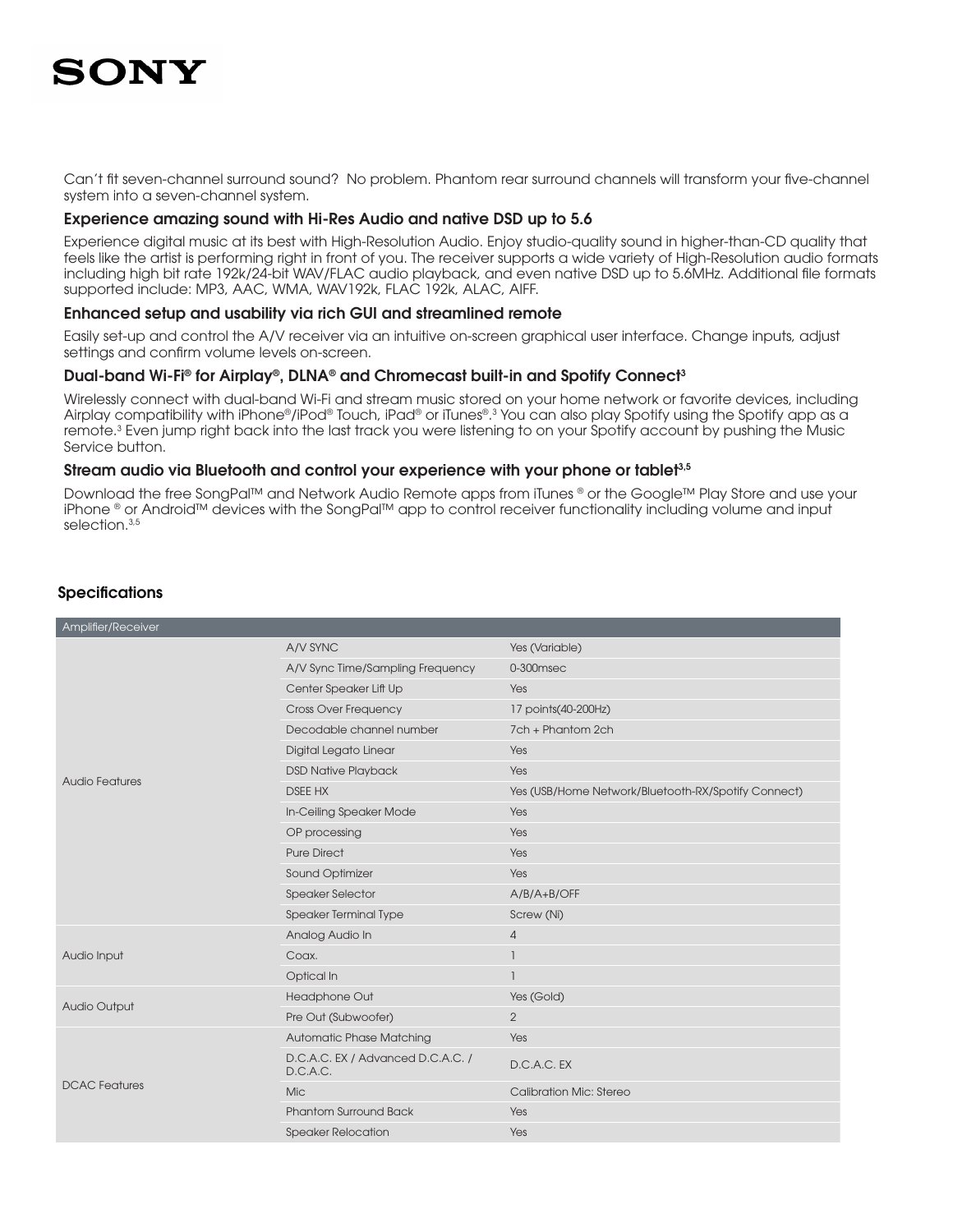Can't fit seven-channel surround sound? No problem. Phantom rear surround channels will transform your five-channel system into a seven-channel system.

### Experience amazing sound with Hi-Res Audio and native DSD up to 5.6

Experience digital music at its best with High-Resolution Audio. Enjoy studio-quality sound in higher-than-CD quality that feels like the artist is performing right in front of you. The receiver supports a wide variety of High-Resolution audio formats including high bit rate 192k/24-bit WAV/FLAC audio playback, and even native DSD up to 5.6MHz. Additional file formats supported include: MP3, AAC, WMA, WAV192k, FLAC 192k, ALAC, AIFF.

### Enhanced setup and usability via rich GUI and streamlined remote

Easily set-up and control the A/V receiver via an intuitive on-screen graphical user interface. Change inputs, adjust settings and confirm volume levels on-screen.

### Dual-band Wi-Fi® for Airplay®, DLNA® and Chromecast built-in and Spotify Connect[3]

Wirelessly connect with dual-band Wi-Fi and stream music stored on your home network or favorite devices, including Airplay compatibility with iPhone®/iPod® Touch, iPad® or iTunes®.[3] You can also play Spotify using the Spotify app as a remote.[3] Even jump right back into the last track you were listening to on your Spotify account by pushing the Music Service button.

### Stream audio via Bluetooth and control your experience with your phone or tablet[3,5]

Download the free SongPal™ and Network Audio Remote apps from iTunes ® or the Google™ Play Store and use your iPhone ® or Android™ devices with the SongPal™ app to control receiver functionality including volume and input selection.[3,5]

## Specifications

| Amplifier/Receiver | | |
|---|---|---|
| Audio Features | A/V SYNC | Yes (Variable) |
| | A/V Sync Time/Sampling Frequency | 0-300msec |
| | Center Speaker Lift Up | Yes |
| | Cross Over Frequency | 17 points(40-200Hz) |
| | Decodable channel number | 7ch + Phantom 2ch |
| | Digital Legato Linear | Yes |
| | DSD Native Playback | Yes |
| | DSEE HX | Yes (USB/Home Network/Bluetooth-RX/Spotify Connect) |
| | In-Ceiling Speaker Mode | Yes |
| | OP processing | Yes |
| | Pure Direct | Yes |
| | Sound Optimizer | Yes |
| | Speaker Selector | A/B/A+B/OFF |
| | Speaker Terminal Type | Screw (Ni) |
| Audio Input | Analog Audio In | 4 |
| | Coax. | 1 |
| | Optical In | 1 |
| Audio Output | Headphone Out | Yes (Gold) |
| | Pre Out (Subwoofer) | 2 |
| DCAC Features | Automatic Phase Matching | Yes |
| | D.C.A.C. EX / Advanced D.C.A.C. / D.C.A.C. | D.C.A.C. EX |
| | Mic | Calibration Mic: Stereo |
| | Phantom Surround Back | Yes |
| | Speaker Relocation | Yes |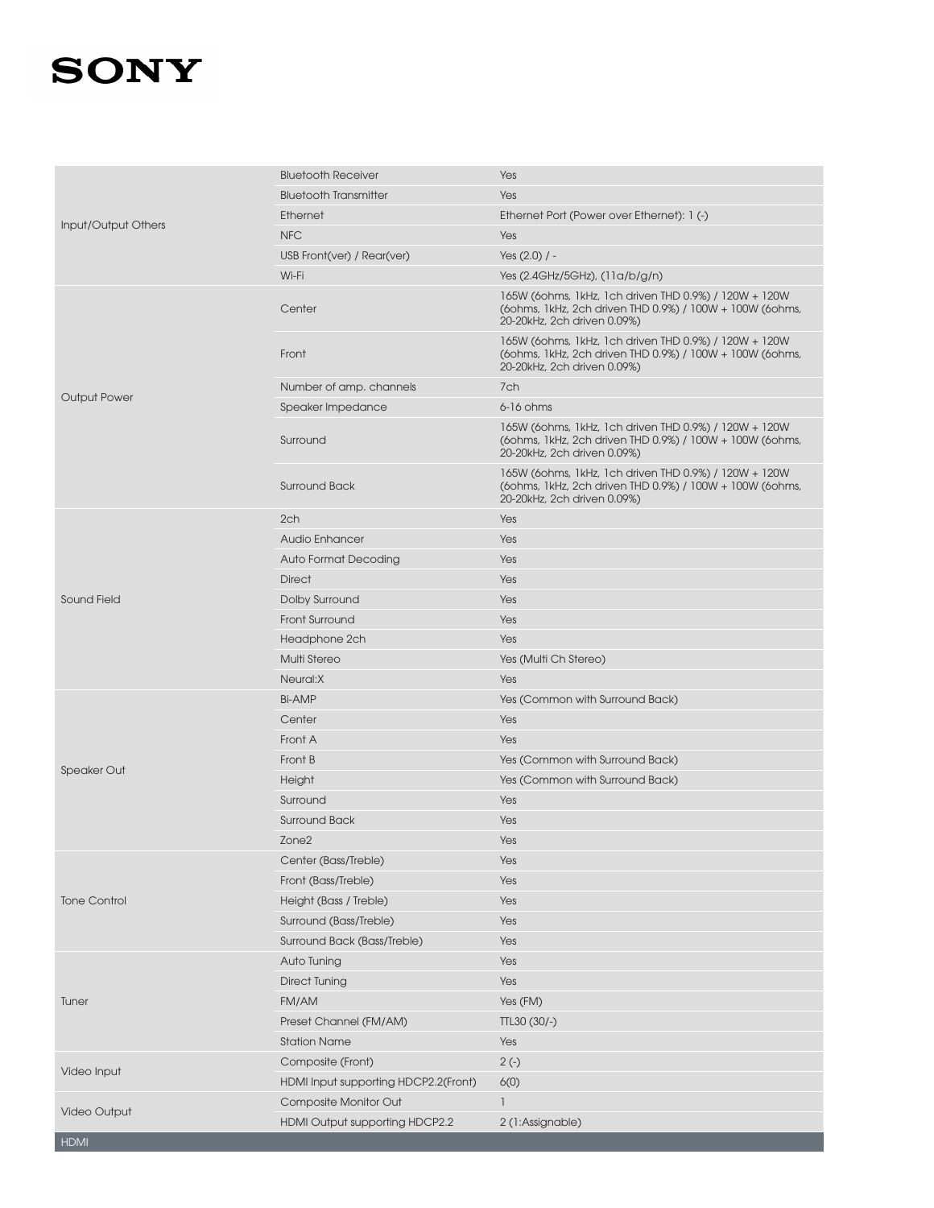| | | |
|---|---|---|
| Input/Output Others | Bluetooth Receiver | Yes |
| | Bluetooth Transmitter | Yes |
| | Ethernet | Ethernet Port (Power over Ethernet): 1 (-) |
| | NFC | Yes |
| | USB Front(ver) / Rear(ver) | Yes (2.0) / - |
| | Wi-Fi | Yes (2.4GHz/5GHz), (11a/b/g/n) |
| Output Power | Center | 165W (6ohms, 1kHz, 1ch driven THD 0.9%) / 120W + 120W (6ohms, 1kHz, 2ch driven THD 0.9%) / 100W + 100W (6ohms, 20-20kHz, 2ch driven 0.09%) |
| | Front | 165W (6ohms, 1kHz, 1ch driven THD 0.9%) / 120W + 120W (6ohms, 1kHz, 2ch driven THD 0.9%) / 100W + 100W (6ohms, 20-20kHz, 2ch driven 0.09%) |
| | Number of amp. channels | 7ch |
| | Speaker Impedance | 6-16 ohms |
| | Surround | 165W (6ohms, 1kHz, 1ch driven THD 0.9%) / 120W + 120W (6ohms, 1kHz, 2ch driven THD 0.9%) / 100W + 100W (6ohms, 20-20kHz, 2ch driven 0.09%) |
| | Surround Back | 165W (6ohms, 1kHz, 1ch driven THD 0.9%) / 120W + 120W (6ohms, 1kHz, 2ch driven THD 0.9%) / 100W + 100W (6ohms, 20-20kHz, 2ch driven 0.09%) |
| Sound Field | 2ch | Yes |
| | Audio Enhancer | Yes |
| | Auto Format Decoding | Yes |
| | Direct | Yes |
| | Dolby Surround | Yes |
| | Front Surround | Yes |
| | Headphone 2ch | Yes |
| | Multi Stereo | Yes (Multi Ch Stereo) |
| | Neural:X | Yes |
| Speaker Out | Bi-AMP | Yes (Common with Surround Back) |
| | Center | Yes |
| | Front A | Yes |
| | Front B | Yes (Common with Surround Back) |
| | Height | Yes (Common with Surround Back) |
| | Surround | Yes |
| | Surround Back | Yes |
| | Zone2 | Yes |
| Tone Control | Center (Bass/Treble) | Yes |
| | Front (Bass/Treble) | Yes |
| | Height (Bass / Treble) | Yes |
| | Surround (Bass/Treble) | Yes |
| | Surround Back (Bass/Treble) | Yes |
| Tuner | Auto Tuning | Yes |
| | Direct Tuning | Yes |
| | FM/AM | Yes (FM) |
| | Preset Channel (FM/AM) | TTL30 (30/-) |
| | Station Name | Yes |
| Video Input | Composite (Front) | 2 (-) |
| | HDMI Input supporting HDCP2.2(Front) | 6(0) |
| Video Output | Composite Monitor Out | 1 |
| | HDMI Output supporting HDCP2.2 | 2 (1:Assignable) |

HDMI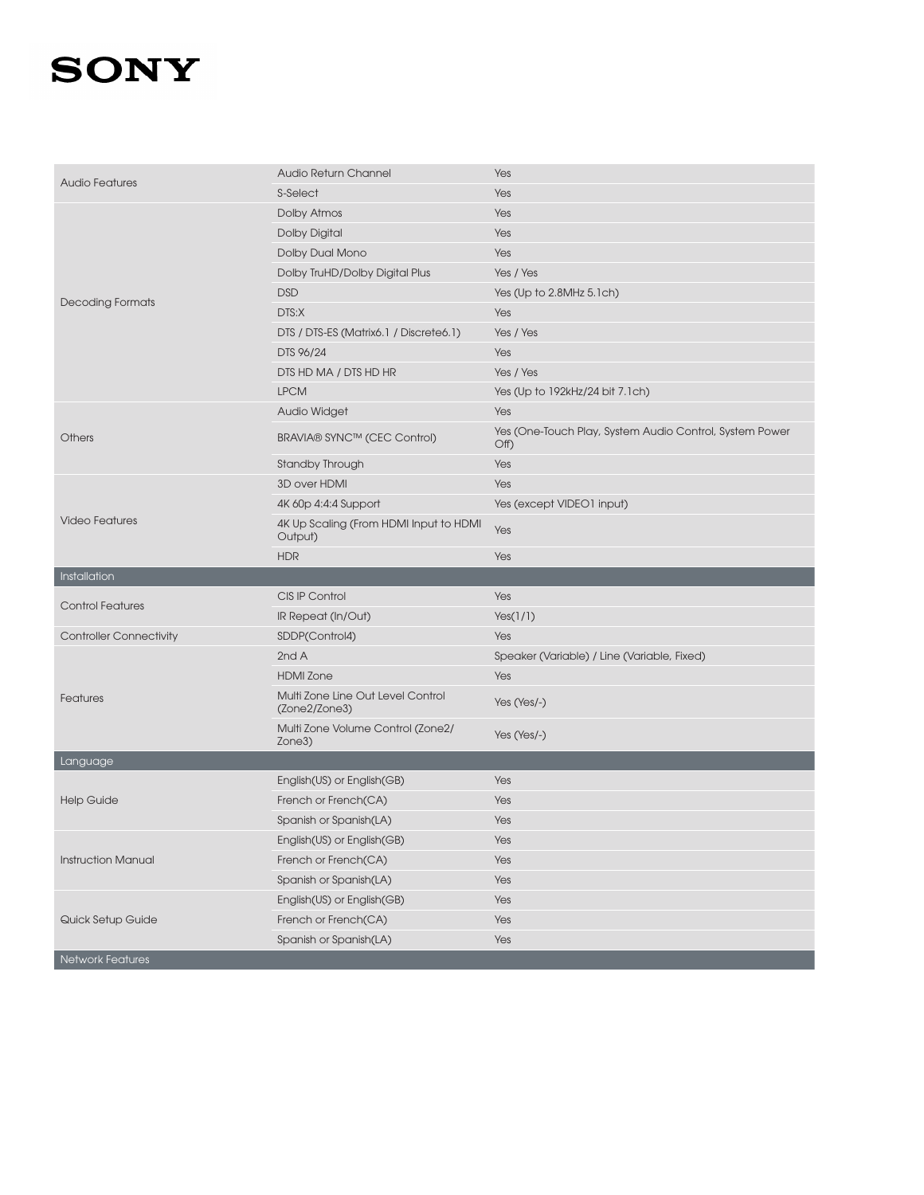| | | |
|---|---|---|
| Audio Features | Audio Return Channel | Yes |
| | S-Select | Yes |
| Decoding Formats | Dolby Atmos | Yes |
| | Dolby Digital | Yes |
| | Dolby Dual Mono | Yes |
| | Dolby TruHD/Dolby Digital Plus | Yes / Yes |
| | DSD | Yes (Up to 2.8MHz 5.1ch) |
| | DTS:X | Yes |
| | DTS / DTS-ES (Matrix6.1 / Discrete6.1) | Yes / Yes |
| | DTS 96/24 | Yes |
| | DTS HD MA / DTS HD HR | Yes / Yes |
| | LPCM | Yes (Up to 192kHz/24 bit 7.1ch) |
| Others | Audio Widget | Yes |
| | BRAVIA® SYNC™ (CEC Control) | Yes (One-Touch Play, System Audio Control, System Power Off) |
| | Standby Through | Yes |
| Video Features | 3D over HDMI | Yes |
| | 4K 60p 4:4:4 Support | Yes (except VIDEO1 input) |
| | 4K Up Scaling (From HDMI Input to HDMI Output) | Yes |
| | HDR | Yes |
| **Installation** | | |
| Control Features | CIS IP Control | Yes |
| | IR Repeat (In/Out) | Yes(1/1) |
| Controller Connectivity | SDDP(Control4) | Yes |
| Features | 2nd A | Speaker (Variable) / Line (Variable, Fixed) |
| | HDMI Zone | Yes |
| | Multi Zone Line Out Level Control (Zone2/Zone3) | Yes (Yes/-) |
| | Multi Zone Volume Control (Zone2/ Zone3) | Yes (Yes/-) |
| **Language** | | |
| Help Guide | English(US) or English(GB) | Yes |
| | French or French(CA) | Yes |
| | Spanish or Spanish(LA) | Yes |
| Instruction Manual | English(US) or English(GB) | Yes |
| | French or French(CA) | Yes |
| | Spanish or Spanish(LA) | Yes |
| Quick Setup Guide | English(US) or English(GB) | Yes |
| | French or French(CA) | Yes |
| | Spanish or Spanish(LA) | Yes |
| **Network Features** | | |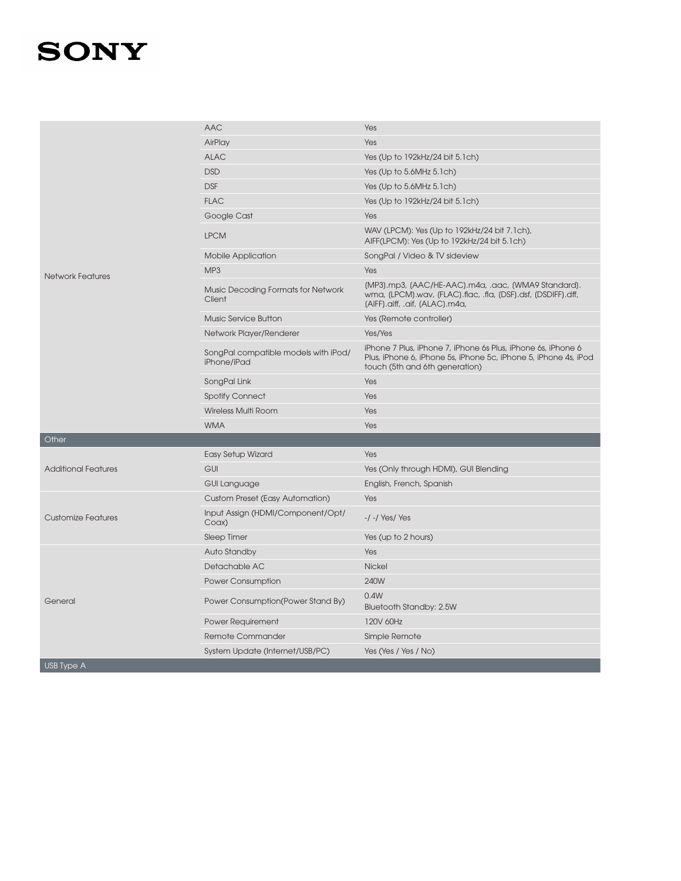| | | |
|---|---|---|
| Network Features | AAC | Yes |
| | AirPlay | Yes |
| | ALAC | Yes (Up to 192kHz/24 bit 5.1ch) |
| | DSD | Yes (Up to 5.6MHz 5.1ch) |
| | DSF | Yes (Up to 5.6MHz 5.1ch) |
| | FLAC | Yes (Up to 192kHz/24 bit 5.1ch) |
| | Google Cast | Yes |
| | LPCM | WAV (LPCM): Yes (Up to 192kHz/24 bit 7.1ch), AIFF(LPCM): Yes (Up to 192kHz/24 bit 5.1ch) |
| | Mobile Application | SongPal / Video & TV sideview |
| | MP3 | Yes |
| | Music Decoding Formats for Network Client | (MP3).mp3, (AAC/HE-AAC).m4a, .aac, (WMA9 Standard).wma, (LPCM).wav, (FLAC).flac, .fla, (DSF).dsf, (DSDIFF).dff, (AIFF).aiff, .aif, (ALAC).m4a, |
| | Music Service Button | Yes (Remote controller) |
| | Network Player/Renderer | Yes/Yes |
| | SongPal compatible models with iPod/iPhone/iPad | iPhone 7 Plus, iPhone 7, iPhone 6s Plus, iPhone 6s, iPhone 6 Plus, iPhone 6, iPhone 5s, iPhone 5c, iPhone 5, iPhone 4s, iPod touch (5th and 6th generation) |
| | SongPal Link | Yes |
| | Spotify Connect | Yes |
| | Wireless Multi Room | Yes |
| | WMA | Yes |
| **Other** | | |
| Additional Features | Easy Setup Wizard | Yes |
| | GUI | Yes (Only through HDMI), GUI Blending |
| | GUI Language | English, French, Spanish |
| Customize Features | Custom Preset (Easy Automation) | Yes |
| | Input Assign (HDMI/Component/Opt/Coax) | -/ -/ Yes/ Yes |
| | Sleep Timer | Yes (up to 2 hours) |
| General | Auto Standby | Yes |
| | Detachable AC | Nickel |
| | Power Consumption | 240W |
| | Power Consumption(Power Stand By) | 0.4W<br>Bluetooth Standby: 2.5W |
| | Power Requirement | 120V 60Hz |
| | Remote Commander | Simple Remote |
| | System Update (Internet/USB/PC) | Yes (Yes / Yes / No) |
| **USB Type A** | | |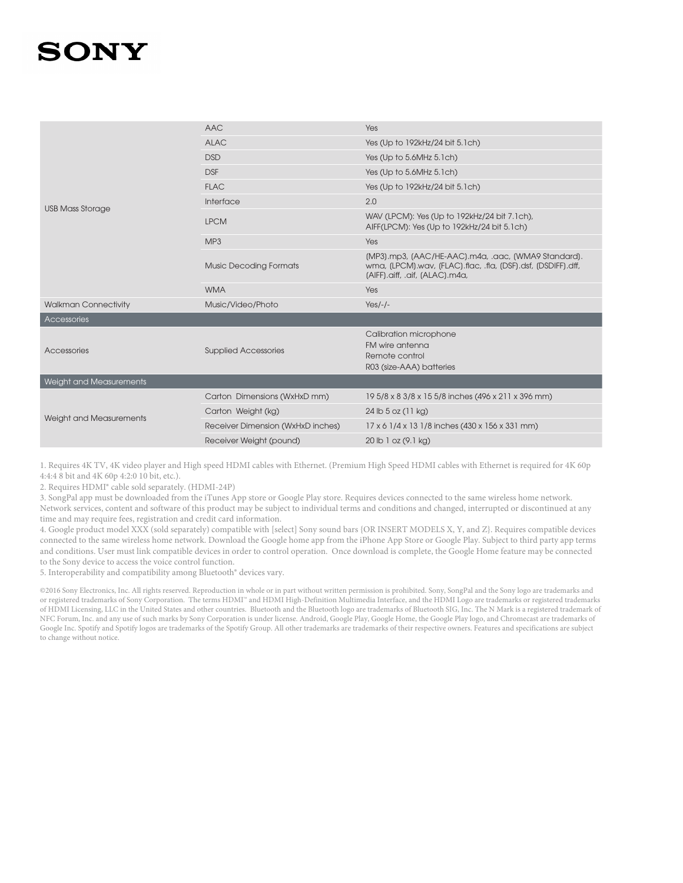| | | |
|---|---|---|
| USB Mass Storage | AAC | Yes |
| | ALAC | Yes (Up to 192kHz/24 bit 5.1ch) |
| | DSD | Yes (Up to 5.6MHz 5.1ch) |
| | DSF | Yes (Up to 5.6MHz 5.1ch) |
| | FLAC | Yes (Up to 192kHz/24 bit 5.1ch) |
| | Interface | 2.0 |
| | LPCM | WAV (LPCM): Yes (Up to 192kHz/24 bit 7.1ch), AIFF(LPCM): Yes (Up to 192kHz/24 bit 5.1ch) |
| | MP3 | Yes |
| | Music Decoding Formats | (MP3).mp3, (AAC/HE-AAC).m4a, .aac, (WMA9 Standard).wma, (LPCM).wav, (FLAC).flac, .fla, (DSF).dsf, (DSDIFF).dff, (AIFF).aiff, .aif, (ALAC).m4a, |
| | WMA | Yes |
| Walkman Connectivity | Music/Video/Photo | Yes/-/- |
| **Accessories** | | |
| Accessories | Supplied Accessories | Calibration microphone<br>FM wire antenna<br>Remote control<br>R03 (size-AAA) batteries |
| **Weight and Measurements** | | |
| Weight and Measurements | Carton Dimensions (WxHxD mm) | 19 5/8 x 8 3/8 x 15 5/8 inches (496 x 211 x 396 mm) |
| | Carton Weight (kg) | 24 lb 5 oz (11 kg) |
| | Receiver Dimension (WxHxD inches) | 17 x 6 1/4 x 13 1/8 inches (430 x 156 x 331 mm) |
| | Receiver Weight (pound) | 20 lb 1 oz (9.1 kg) |

1. Requires 4K TV, 4K video player and High speed HDMI cables with Ethernet. (Premium High Speed HDMI cables with Ethernet is required for 4K 60p 4:4:4 8 bit and 4K 60p 4:2:0 10 bit, etc.).
2. Requires HDMI® cable sold separately. (HDMI-24P)
3. SongPal app must be downloaded from the iTunes App store or Google Play store. Requires devices connected to the same wireless home network. Network services, content and software of this product may be subject to individual terms and conditions and changed, interrupted or discontinued at any time and may require fees, registration and credit card information.
4. Google product model XXX (sold separately) compatible with [select] Sony sound bars {OR INSERT MODELS X, Y, and Z}. Requires compatible devices connected to the same wireless home network. Download the Google home app from the iPhone App Store or Google Play. Subject to third party app terms and conditions. User must link compatible devices in order to control operation. Once download is complete, the Google Home feature may be connected to the Sony device to access the voice control function.
5. Interoperability and compatibility among Bluetooth® devices vary.

©2016 Sony Electronics, Inc. All rights reserved. Reproduction in whole or in part without written permission is prohibited. Sony, SongPal and the Sony logo are trademarks and or registered trademarks of Sony Corporation. The terms HDMI™ and HDMI High-Definition Multimedia Interface, and the HDMI Logo are trademarks or registered trademarks of HDMI Licensing, LLC in the United States and other countries. Bluetooth and the Bluetooth logo are trademarks of Bluetooth SIG, Inc. The N Mark is a registered trademark of NFC Forum, Inc. and any use of such marks by Sony Corporation is under license. Android, Google Play, Google Home, the Google Play logo, and Chromecast are trademarks of Google Inc. Spotify and Spotify logos are trademarks of the Spotify Group. All other trademarks are trademarks of their respective owners. Features and specifications are subject to change without notice.